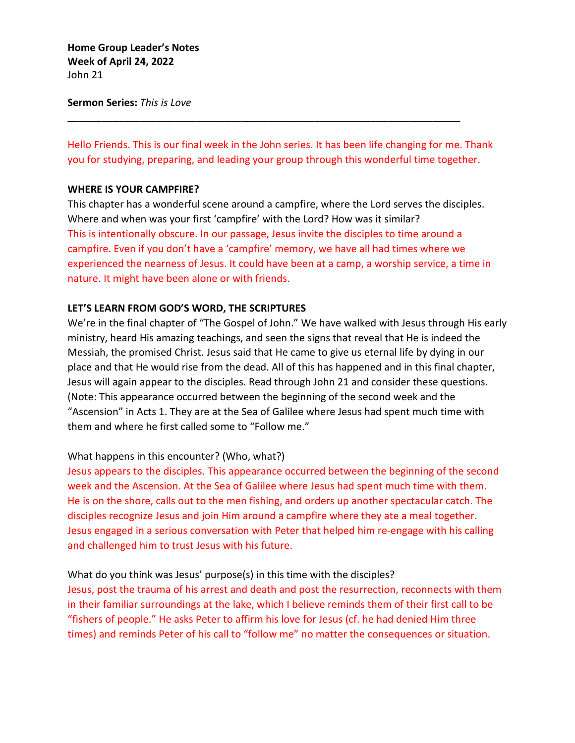**Home Group Leader's Notes**
**Week of April 24, 2022**
John 21

**Sermon Series:** *This is Love*

---

Hello Friends. This is our final week in the John series. It has been life changing for me. Thank you for studying, preparing, and leading your group through this wonderful time together.

**WHERE IS YOUR CAMPFIRE?**

This chapter has a wonderful scene around a campfire, where the Lord serves the disciples. Where and when was your first 'campfire' with the Lord? How was it similar?

This is intentionally obscure. In our passage, Jesus invite the disciples to time around a campfire. Even if you don't have a 'campfire' memory, we have all had times where we experienced the nearness of Jesus. It could have been at a camp, a worship service, a time in nature. It might have been alone or with friends.

**LET'S LEARN FROM GOD'S WORD, THE SCRIPTURES**

We're in the final chapter of "The Gospel of John." We have walked with Jesus through His early ministry, heard His amazing teachings, and seen the signs that reveal that He is indeed the Messiah, the promised Christ. Jesus said that He came to give us eternal life by dying in our place and that He would rise from the dead. All of this has happened and in this final chapter, Jesus will again appear to the disciples. Read through John 21 and consider these questions. (Note: This appearance occurred between the beginning of the second week and the "Ascension" in Acts 1. They are at the Sea of Galilee where Jesus had spent much time with them and where he first called some to "Follow me."

What happens in this encounter? (Who, what?)

Jesus appears to the disciples. This appearance occurred between the beginning of the second week and the Ascension. At the Sea of Galilee where Jesus had spent much time with them. He is on the shore, calls out to the men fishing, and orders up another spectacular catch. The disciples recognize Jesus and join Him around a campfire where they ate a meal together. Jesus engaged in a serious conversation with Peter that helped him re-engage with his calling and challenged him to trust Jesus with his future.

What do you think was Jesus' purpose(s) in this time with the disciples?

Jesus, post the trauma of his arrest and death and post the resurrection, reconnects with them in their familiar surroundings at the lake, which I believe reminds them of their first call to be "fishers of people." He asks Peter to affirm his love for Jesus (cf. he had denied Him three times) and reminds Peter of his call to "follow me" no matter the consequences or situation.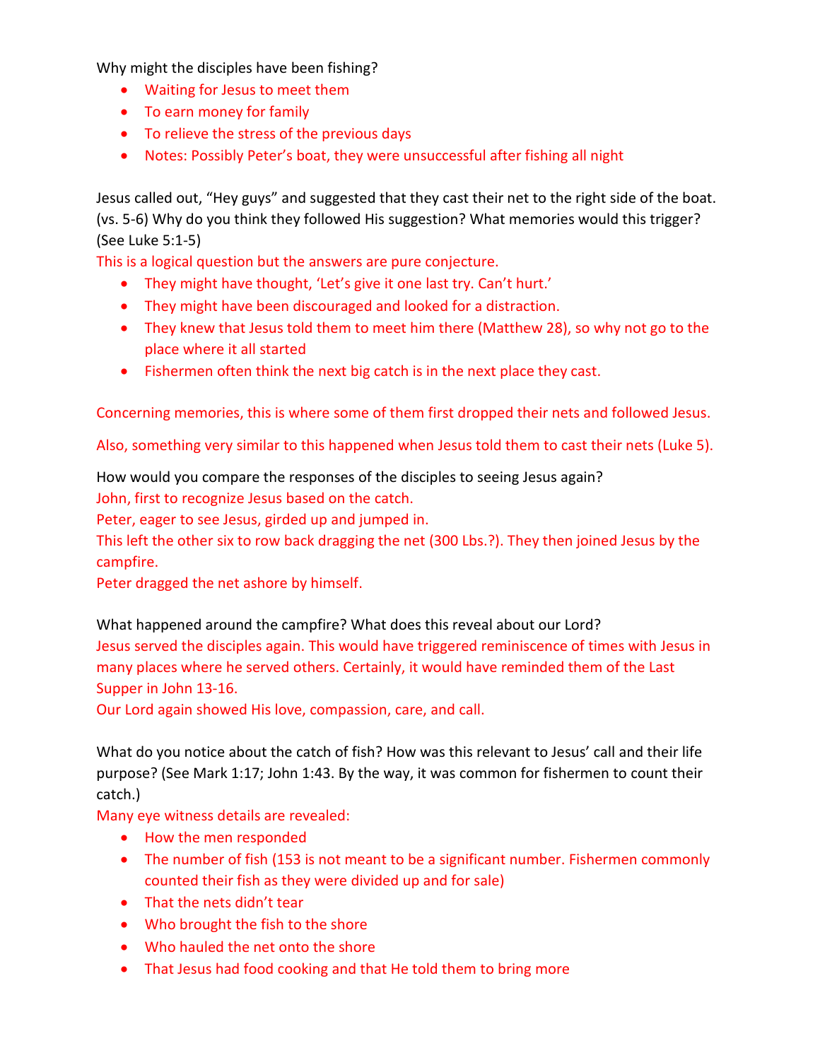Why might the disciples have been fishing?

- Waiting for Jesus to meet them
- To earn money for family
- To relieve the stress of the previous days
- Notes: Possibly Peter's boat, they were unsuccessful after fishing all night

Jesus called out, "Hey guys" and suggested that they cast their net to the right side of the boat. (vs. 5-6) Why do you think they followed His suggestion? What memories would this trigger? (See Luke 5:1-5)

This is a logical question but the answers are pure conjecture.

- They might have thought, 'Let's give it one last try. Can't hurt.'
- They might have been discouraged and looked for a distraction.
- They knew that Jesus told them to meet him there (Matthew 28), so why not go to the place where it all started
- Fishermen often think the next big catch is in the next place they cast.

Concerning memories, this is where some of them first dropped their nets and followed Jesus.

Also, something very similar to this happened when Jesus told them to cast their nets (Luke 5).

How would you compare the responses of the disciples to seeing Jesus again?

John, first to recognize Jesus based on the catch.

Peter, eager to see Jesus, girded up and jumped in.

This left the other six to row back dragging the net (300 Lbs.?). They then joined Jesus by the campfire.

Peter dragged the net ashore by himself.

What happened around the campfire? What does this reveal about our Lord?

Jesus served the disciples again. This would have triggered reminiscence of times with Jesus in many places where he served others. Certainly, it would have reminded them of the Last Supper in John 13-16.

Our Lord again showed His love, compassion, care, and call.

What do you notice about the catch of fish? How was this relevant to Jesus' call and their life purpose? (See Mark 1:17; John 1:43. By the way, it was common for fishermen to count their catch.)

Many eye witness details are revealed:

- How the men responded
- The number of fish (153 is not meant to be a significant number. Fishermen commonly counted their fish as they were divided up and for sale)
- That the nets didn't tear
- Who brought the fish to the shore
- Who hauled the net onto the shore
- That Jesus had food cooking and that He told them to bring more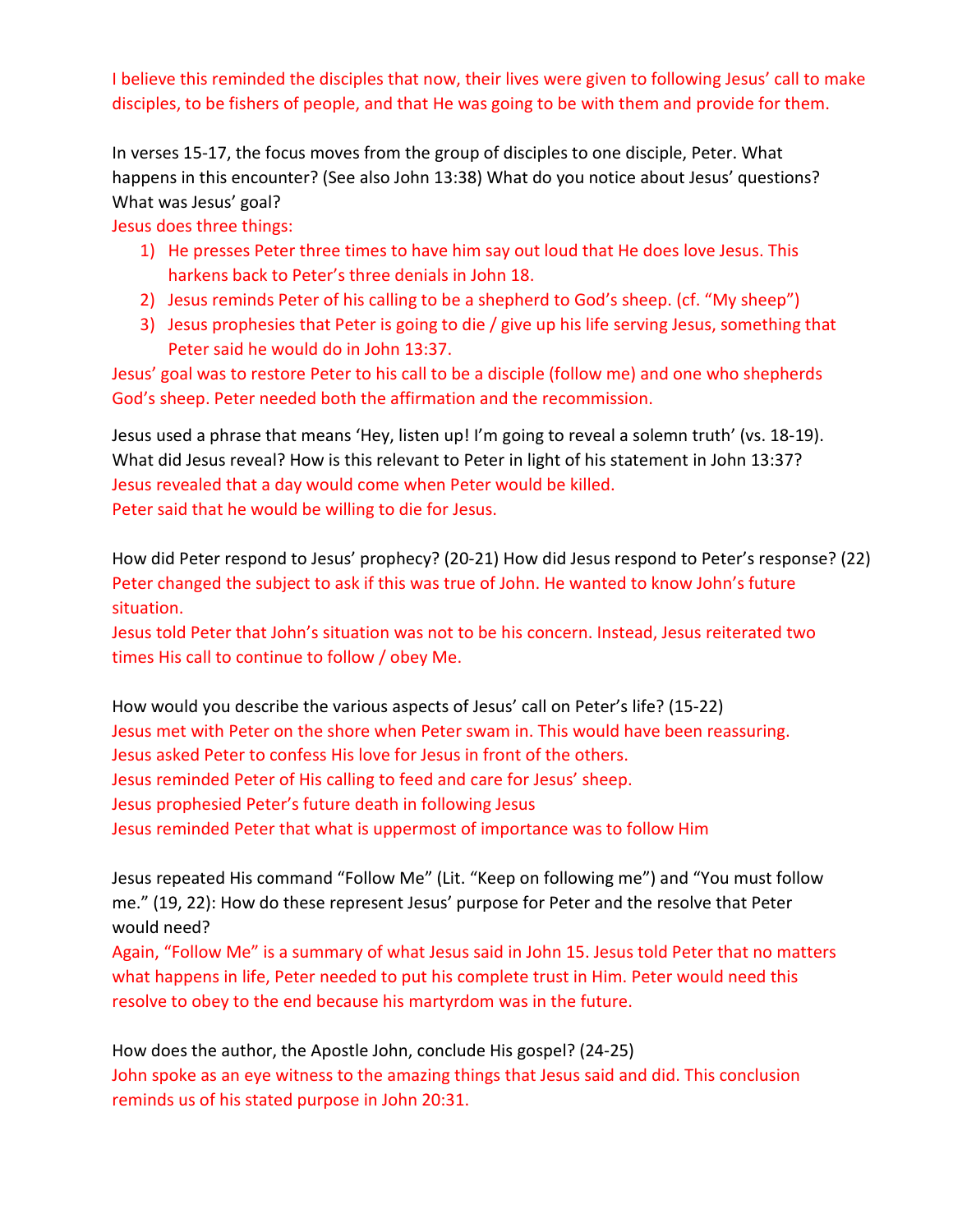I believe this reminded the disciples that now, their lives were given to following Jesus' call to make disciples, to be fishers of people, and that He was going to be with them and provide for them.

In verses 15-17, the focus moves from the group of disciples to one disciple, Peter. What happens in this encounter? (See also John 13:38) What do you notice about Jesus' questions? What was Jesus' goal?

Jesus does three things:

1) He presses Peter three times to have him say out loud that He does love Jesus. This harkens back to Peter's three denials in John 18.
2) Jesus reminds Peter of his calling to be a shepherd to God's sheep. (cf. "My sheep")
3) Jesus prophesies that Peter is going to die / give up his life serving Jesus, something that Peter said he would do in John 13:37.

Jesus' goal was to restore Peter to his call to be a disciple (follow me) and one who shepherds God's sheep. Peter needed both the affirmation and the recommission.

Jesus used a phrase that means 'Hey, listen up! I'm going to reveal a solemn truth' (vs. 18-19). What did Jesus reveal? How is this relevant to Peter in light of his statement in John 13:37?

Jesus revealed that a day would come when Peter would be killed.

Peter said that he would be willing to die for Jesus.

How did Peter respond to Jesus' prophecy? (20-21) How did Jesus respond to Peter's response? (22)

Peter changed the subject to ask if this was true of John. He wanted to know John's future situation.

Jesus told Peter that John's situation was not to be his concern. Instead, Jesus reiterated two times His call to continue to follow / obey Me.

How would you describe the various aspects of Jesus' call on Peter's life? (15-22)

Jesus met with Peter on the shore when Peter swam in. This would have been reassuring.

Jesus asked Peter to confess His love for Jesus in front of the others.

Jesus reminded Peter of His calling to feed and care for Jesus' sheep.

Jesus prophesied Peter's future death in following Jesus

Jesus reminded Peter that what is uppermost of importance was to follow Him

Jesus repeated His command "Follow Me" (Lit. "Keep on following me") and "You must follow me." (19, 22): How do these represent Jesus' purpose for Peter and the resolve that Peter would need?

Again, "Follow Me" is a summary of what Jesus said in John 15. Jesus told Peter that no matters what happens in life, Peter needed to put his complete trust in Him. Peter would need this resolve to obey to the end because his martyrdom was in the future.

How does the author, the Apostle John, conclude His gospel? (24-25)

John spoke as an eye witness to the amazing things that Jesus said and did. This conclusion reminds us of his stated purpose in John 20:31.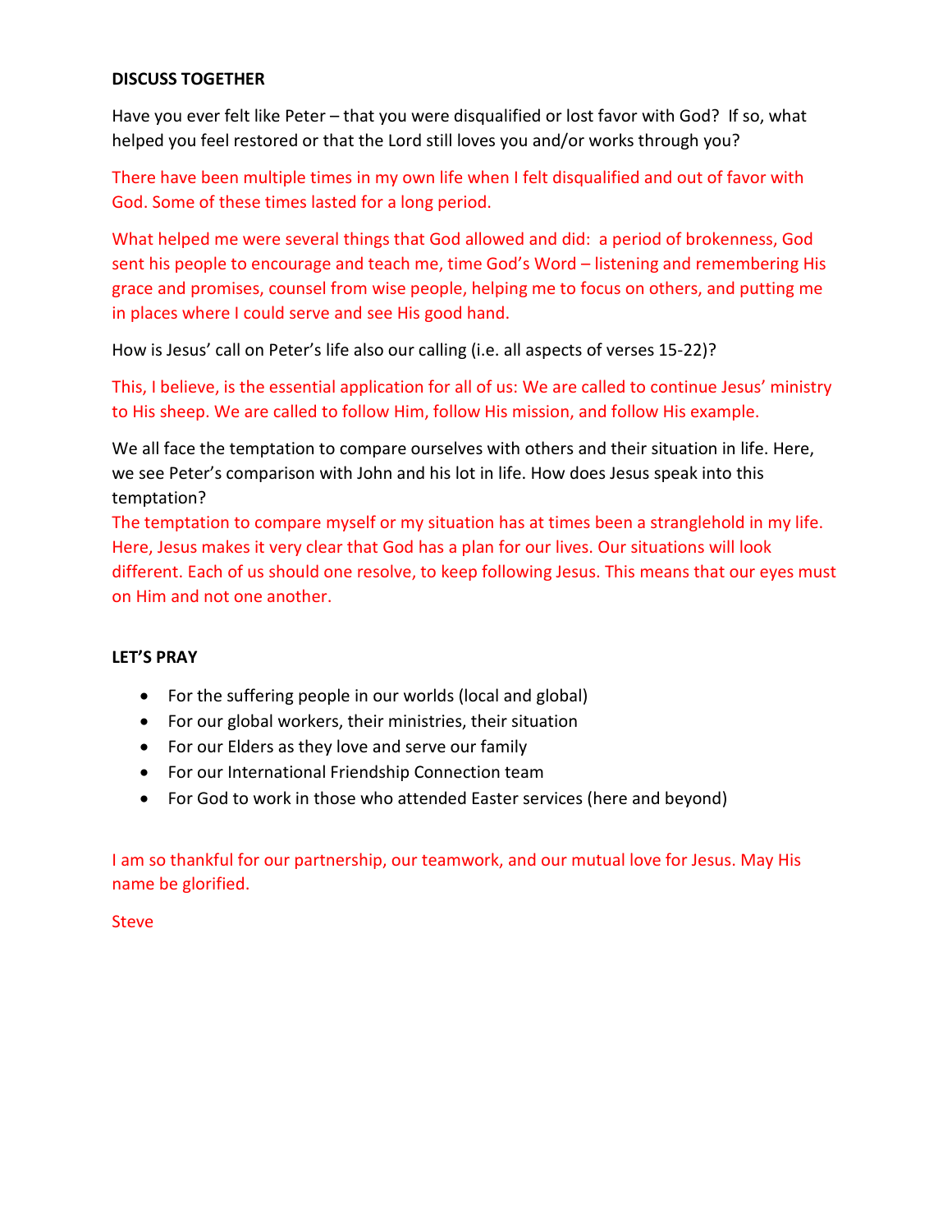**DISCUSS TOGETHER**

Have you ever felt like Peter – that you were disqualified or lost favor with God? If so, what helped you feel restored or that the Lord still loves you and/or works through you?

There have been multiple times in my own life when I felt disqualified and out of favor with God. Some of these times lasted for a long period.

What helped me were several things that God allowed and did: a period of brokenness, God sent his people to encourage and teach me, time God's Word – listening and remembering His grace and promises, counsel from wise people, helping me to focus on others, and putting me in places where I could serve and see His good hand.

How is Jesus' call on Peter's life also our calling (i.e. all aspects of verses 15-22)?

This, I believe, is the essential application for all of us: We are called to continue Jesus' ministry to His sheep. We are called to follow Him, follow His mission, and follow His example.

We all face the temptation to compare ourselves with others and their situation in life. Here, we see Peter's comparison with John and his lot in life. How does Jesus speak into this temptation?

The temptation to compare myself or my situation has at times been a stranglehold in my life. Here, Jesus makes it very clear that God has a plan for our lives. Our situations will look different. Each of us should one resolve, to keep following Jesus. This means that our eyes must on Him and not one another.

**LET'S PRAY**

- For the suffering people in our worlds (local and global)
- For our global workers, their ministries, their situation
- For our Elders as they love and serve our family
- For our International Friendship Connection team
- For God to work in those who attended Easter services (here and beyond)

I am so thankful for our partnership, our teamwork, and our mutual love for Jesus. May His name be glorified.

Steve